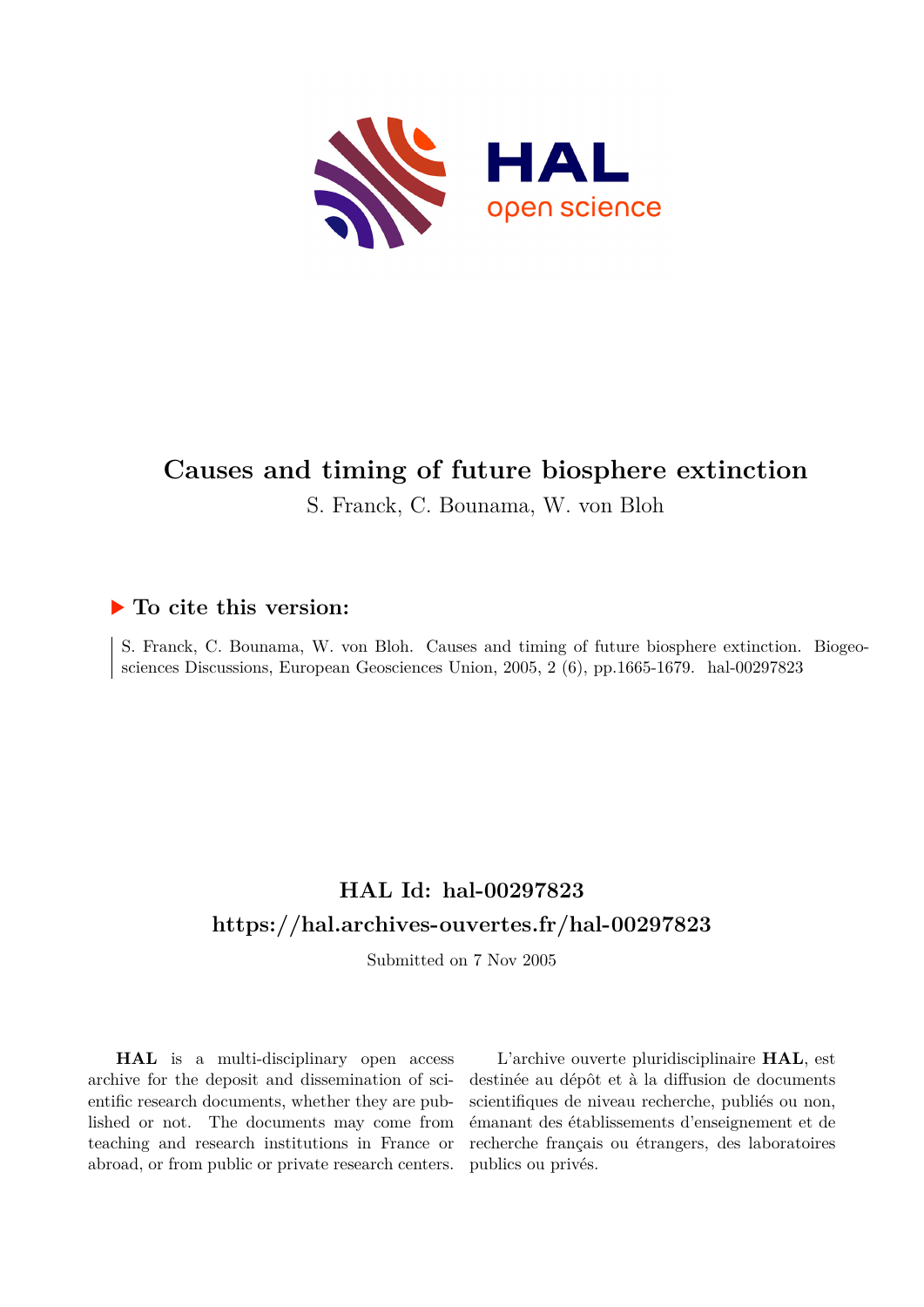# Causes and timing of future biosphere extinction

S. Franck, C. Bounama, W. von Bloh

## ▶ To cite this version:

S. Franck, C. Bounama, W. von Bloh. Causes and timing of future biosphere extinction. Biogeosciences Discussions, European Geosciences Union, 2005, 2 (6), pp.1665-1679. hal-00297823

## HAL Id: hal-00297823

## https://hal.archives-ouvertes.fr/hal-00297823

Submitted on 7 Nov 2005

**HAL** is a multi-disciplinary open access archive for the deposit and dissemination of scientific research documents, whether they are published or not. The documents may come from teaching and research institutions in France or abroad, or from public or private research centers.

L'archive ouverte pluridisciplinaire **HAL**, est destinée au dépôt et à la diffusion de documents scientifiques de niveau recherche, publiés ou non, émanant des établissements d'enseignement et de recherche français ou étrangers, des laboratoires publics ou privés.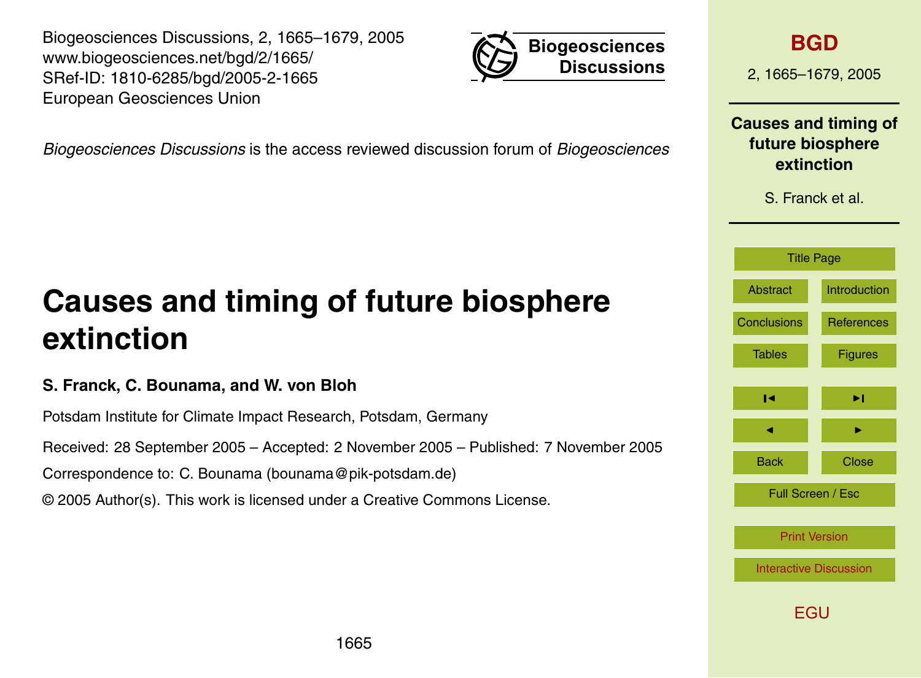Biogeosciences Discussions, 2, 1665–1679, 2005
www.biogeosciences.net/bgd/2/1665/
SRef-ID: 1810-6285/bgd/2005-2-1665
European Geosciences Union

*Biogeosciences Discussions* is the access reviewed discussion forum of *Biogeosciences*

# Causes and timing of future biosphere extinction

**S. Franck, C. Bounama, and W. von Bloh**

Potsdam Institute for Climate Impact Research, Potsdam, Germany

Received: 28 September 2005 – Accepted: 2 November 2005 – Published: 7 November 2005

Correspondence to: C. Bounama (bounama@pik-potsdam.de)

© 2005 Author(s). This work is licensed under a Creative Commons License.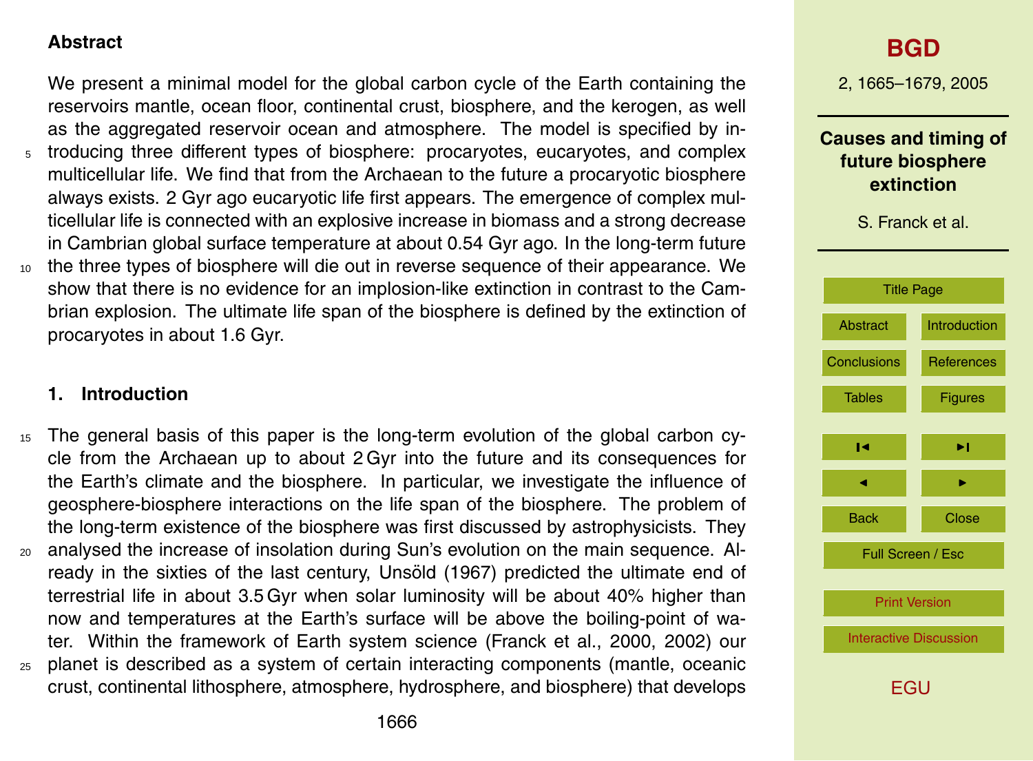## Abstract

We present a minimal model for the global carbon cycle of the Earth containing the reservoirs mantle, ocean floor, continental crust, biosphere, and the kerogen, as well as the aggregated reservoir ocean and atmosphere. The model is specified by introducing three different types of biosphere: procaryotes, eucaryotes, and complex multicellular life. We find that from the Archaean to the future a procaryotic biosphere always exists. 2 Gyr ago eucaryotic life first appears. The emergence of complex multicellular life is connected with an explosive increase in biomass and a strong decrease in Cambrian global surface temperature at about 0.54 Gyr ago. In the long-term future the three types of biosphere will die out in reverse sequence of their appearance. We show that there is no evidence for an implosion-like extinction in contrast to the Cambrian explosion. The ultimate life span of the biosphere is defined by the extinction of procaryotes in about 1.6 Gyr.

## 1. Introduction

The general basis of this paper is the long-term evolution of the global carbon cycle from the Archaean up to about 2 Gyr into the future and its consequences for the Earth's climate and the biosphere. In particular, we investigate the influence of geosphere-biosphere interactions on the life span of the biosphere. The problem of the long-term existence of the biosphere was first discussed by astrophysicists. They analysed the increase of insolation during Sun's evolution on the main sequence. Already in the sixties of the last century, Unsöld (1967) predicted the ultimate end of terrestrial life in about 3.5 Gyr when solar luminosity will be about 40% higher than now and temperatures at the Earth's surface will be above the boiling-point of water. Within the framework of Earth system science (Franck et al., 2000, 2002) our planet is described as a system of certain interacting components (mantle, oceanic crust, continental lithosphere, atmosphere, hydrosphere, and biosphere) that develops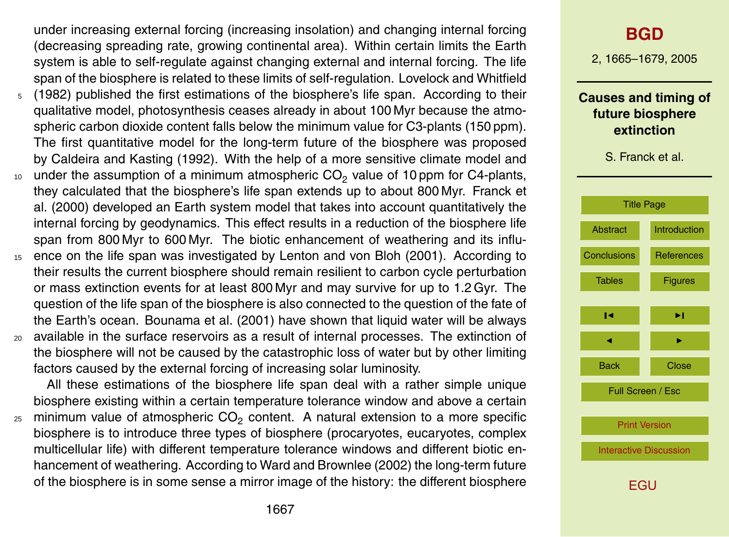under increasing external forcing (increasing insolation) and changing internal forcing (decreasing spreading rate, growing continental area). Within certain limits the Earth system is able to self-regulate against changing external and internal forcing. The life span of the biosphere is related to these limits of self-regulation. Lovelock and Whitfield (1982) published the first estimations of the biosphere's life span. According to their qualitative model, photosynthesis ceases already in about 100 Myr because the atmospheric carbon dioxide content falls below the minimum value for C3-plants (150 ppm). The first quantitative model for the long-term future of the biosphere was proposed by Caldeira and Kasting (1992). With the help of a more sensitive climate model and under the assumption of a minimum atmospheric $CO_2$ value of 10 ppm for C4-plants, they calculated that the biosphere's life span extends up to about 800 Myr. Franck et al. (2000) developed an Earth system model that takes into account quantitatively the internal forcing by geodynamics. This effect results in a reduction of the biosphere life span from 800 Myr to 600 Myr. The biotic enhancement of weathering and its influence on the life span was investigated by Lenton and von Bloh (2001). According to their results the current biosphere should remain resilient to carbon cycle perturbation or mass extinction events for at least 800 Myr and may survive for up to 1.2 Gyr. The question of the life span of the biosphere is also connected to the question of the fate of the Earth's ocean. Bounama et al. (2001) have shown that liquid water will be always available in the surface reservoirs as a result of internal processes. The extinction of the biosphere will not be caused by the catastrophic loss of water but by other limiting factors caused by the external forcing of increasing solar luminosity.

All these estimations of the biosphere life span deal with a rather simple unique biosphere existing within a certain temperature tolerance window and above a certain minimum value of atmospheric $CO_2$ content. A natural extension to a more specific biosphere is to introduce three types of biosphere (procaryotes, eucaryotes, complex multicellular life) with different temperature tolerance windows and different biotic enhancement of weathering. According to Ward and Brownlee (2002) the long-term future of the biosphere is in some sense a mirror image of the history: the different biosphere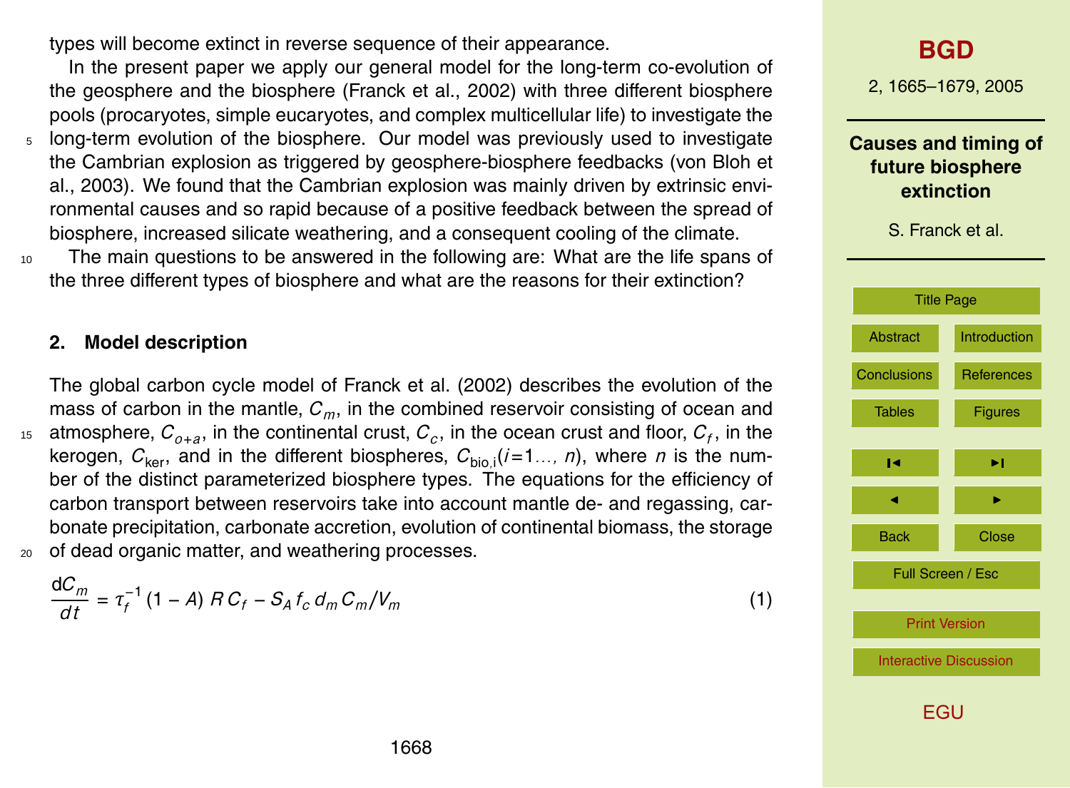types will become extinct in reverse sequence of their appearance.

In the present paper we apply our general model for the long-term co-evolution of the geosphere and the biosphere (Franck et al., 2002) with three different biosphere pools (procaryotes, simple eucaryotes, and complex multicellular life) to investigate the long-term evolution of the biosphere. Our model was previously used to investigate the Cambrian explosion as triggered by geosphere-biosphere feedbacks (von Bloh et al., 2003). We found that the Cambrian explosion was mainly driven by extrinsic environmental causes and so rapid because of a positive feedback between the spread of biosphere, increased silicate weathering, and a consequent cooling of the climate.

The main questions to be answered in the following are: What are the life spans of the three different types of biosphere and what are the reasons for their extinction?

## 2. Model description

The global carbon cycle model of Franck et al. (2002) describes the evolution of the mass of carbon in the mantle, $C_m$, in the combined reservoir consisting of ocean and atmosphere, $C_{o+a}$, in the continental crust, $C_c$, in the ocean crust and floor, $C_f$, in the kerogen, $C_{\mathrm{ker}}$, and in the different biospheres, $C_{\mathrm{bio},i}$($i$=1..., $n$), where $n$ is the number of the distinct parameterized biosphere types. The equations for the efficiency of carbon transport between reservoirs take into account mantle de- and regassing, carbonate precipitation, carbonate accretion, evolution of continental biomass, the storage of dead organic matter, and weathering processes.

$$\frac{dC_m}{dt} = \tau_f^{-1} (1 - A)\, R\, C_f - S_A\, f_c\, d_m\, C_m / V_m \quad (1)$$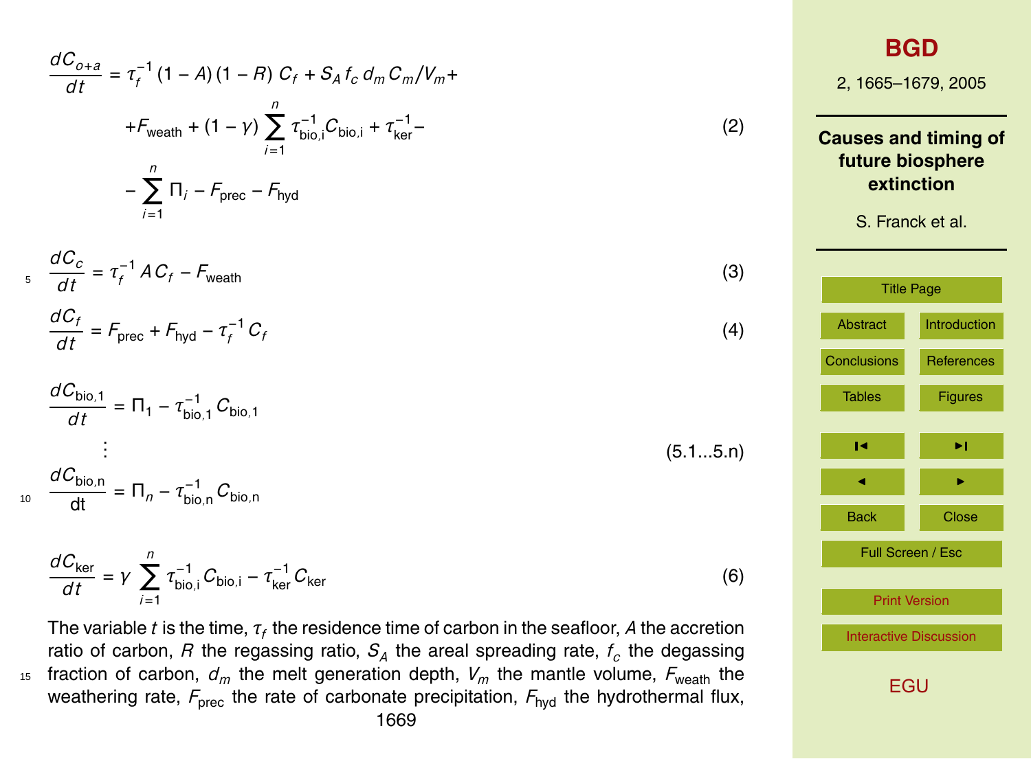$$\frac{dC_{o+a}}{dt} = \tau_f^{-1}(1-A)(1-R)\,C_f + S_A\,f_c\,d_m\,C_m/V_m + F_{\text{weath}} + (1-\gamma)\sum_{i=1}^{n}\tau_{\text{bio,i}}^{-1}C_{\text{bio,i}} + \tau_{\text{ker}}^{-1} - \sum_{i=1}^{n}\Pi_i - F_{\text{prec}} - F_{\text{hyd}} \quad (2)$$

$$\frac{dC_c}{dt} = \tau_f^{-1}\,A\,C_f - F_{\text{weath}} \quad (3)$$

$$\frac{dC_f}{dt} = F_{\text{prec}} + F_{\text{hyd}} - \tau_f^{-1}\,C_f \quad (4)$$

$$\frac{dC_{\text{bio,1}}}{dt} = \Pi_1 - \tau_{\text{bio,1}}^{-1}\,C_{\text{bio,1}}$$

$$\vdots \quad (5.1 \ldots 5.n)$$

$$\frac{dC_{\text{bio,n}}}{dt} = \Pi_n - \tau_{\text{bio,n}}^{-1}\,C_{\text{bio,n}}$$

$$\frac{dC_{\text{ker}}}{dt} = \gamma\sum_{i=1}^{n}\tau_{\text{bio,i}}^{-1}\,C_{\text{bio,i}} - \tau_{\text{ker}}^{-1}\,C_{\text{ker}} \quad (6)$$

The variable $t$ is the time, $\tau_f$ the residence time of carbon in the seafloor, $A$ the accretion ratio of carbon, $R$ the regassing ratio, $S_A$ the areal spreading rate, $f_c$ the degassing fraction of carbon, $d_m$ the melt generation depth, $V_m$ the mantle volume, $F_{\text{weath}}$ the weathering rate, $F_{\text{prec}}$ the rate of carbonate precipitation, $F_{\text{hyd}}$ the hydrothermal flux,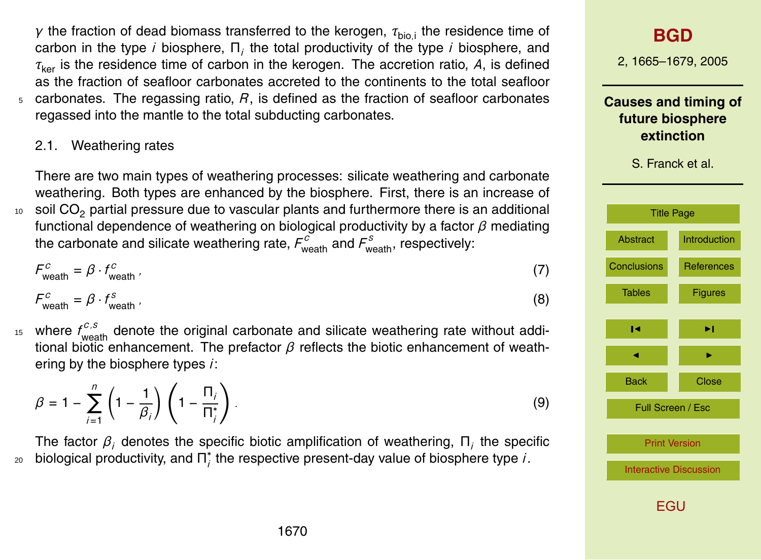$\gamma$ the fraction of dead biomass transferred to the kerogen, $\tau_{\text{bio,i}}$ the residence time of carbon in the type $i$ biosphere, $\Pi_i$ the total productivity of the type $i$ biosphere, and $\tau_{\text{ker}}$ is the residence time of carbon in the kerogen. The accretion ratio, $A$, is defined as the fraction of seafloor carbonates accreted to the continents to the total seafloor carbonates. The regassing ratio, $R$, is defined as the fraction of seafloor carbonates regassed into the mantle to the total subducting carbonates.

### 2.1. Weathering rates

There are two main types of weathering processes: silicate weathering and carbonate weathering. Both types are enhanced by the biosphere. First, there is an increase of soil $CO_2$ partial pressure due to vascular plants and furthermore there is an additional functional dependence of weathering on biological productivity by a factor $\beta$ mediating the carbonate and silicate weathering rate, $F^c_{\text{weath}}$ and $F^s_{\text{weath}}$, respectively:

$$F^c_{\text{weath}} = \beta \cdot f^c_{\text{weath}}, \tag{7}$$

$$F^c_{\text{weath}} = \beta \cdot f^s_{\text{weath}}, \tag{8}$$

where $f^{c,s}_{\text{weath}}$ denote the original carbonate and silicate weathering rate without additional biotic enhancement. The prefactor $\beta$ reflects the biotic enhancement of weathering by the biosphere types $i$:

$$\beta = 1 - \sum_{i=1}^{n} \left(1 - \frac{1}{\beta_i}\right)\left(1 - \frac{\Pi_i}{\Pi_i^*}\right). \tag{9}$$

The factor $\beta_i$ denotes the specific biotic amplification of weathering, $\Pi_i$ the specific biological productivity, and $\Pi_i^*$ the respective present-day value of biosphere type $i$.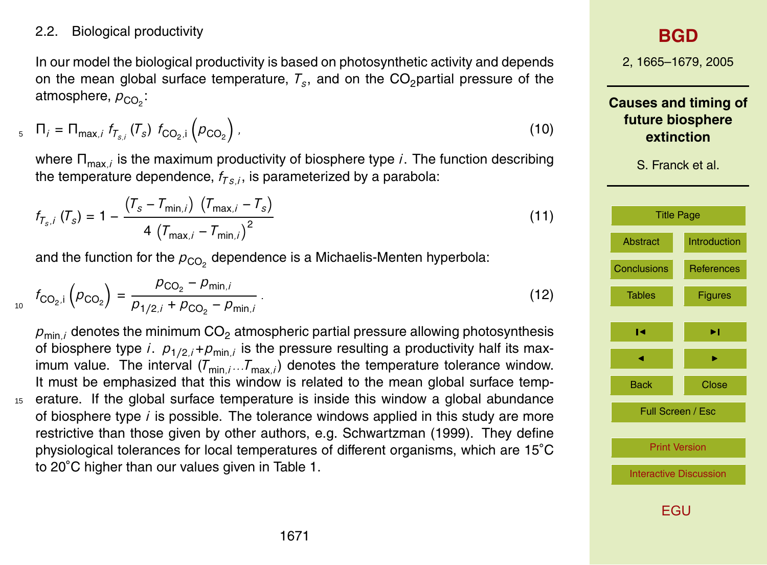### 2.2. Biological productivity

In our model the biological productivity is based on photosynthetic activity and depends on the mean global surface temperature, $T_s$, and on the $CO_2$partial pressure of the atmosphere, $p_{CO_2}$:

$$\Pi_i = \Pi_{\max,i} \, f_{T_{s,i}}(T_s) \, f_{CO_2,i}\left(p_{CO_2}\right), \tag{10}$$

where $\Pi_{\max,i}$ is the maximum productivity of biosphere type $i$. The function describing the temperature dependence, $f_{T s,i}$, is parameterized by a parabola:

$$f_{T_s,i}(T_s) = 1 - \frac{\left(T_s - T_{\min,i}\right)\left(T_{\max,i} - T_s\right)}{4\left(T_{\max,i} - T_{\min,i}\right)^2} \tag{11}$$

and the function for the $p_{CO_2}$ dependence is a Michaelis-Menten hyperbola:

$$f_{CO_2,i}\left(p_{CO_2}\right) = \frac{p_{CO_2} - p_{\min,i}}{p_{1/2,i} + p_{CO_2} - p_{\min,i}}. \tag{12}$$

$p_{\min,i}$ denotes the minimum $CO_2$ atmospheric partial pressure allowing photosynthesis of biosphere type $i$. $p_{1/2,i}+p_{\min,i}$ is the pressure resulting a productivity half its maximum value. The interval ($T_{\min,i}...T_{\max,i}$) denotes the temperature tolerance window. It must be emphasized that this window is related to the mean global surface temperature. If the global surface temperature is inside this window a global abundance of biosphere type $i$ is possible. The tolerance windows applied in this study are more restrictive than those given by other authors, e.g. Schwartzman (1999). They define physiological tolerances for local temperatures of different organisms, which are 15˚C to 20˚C higher than our values given in Table 1.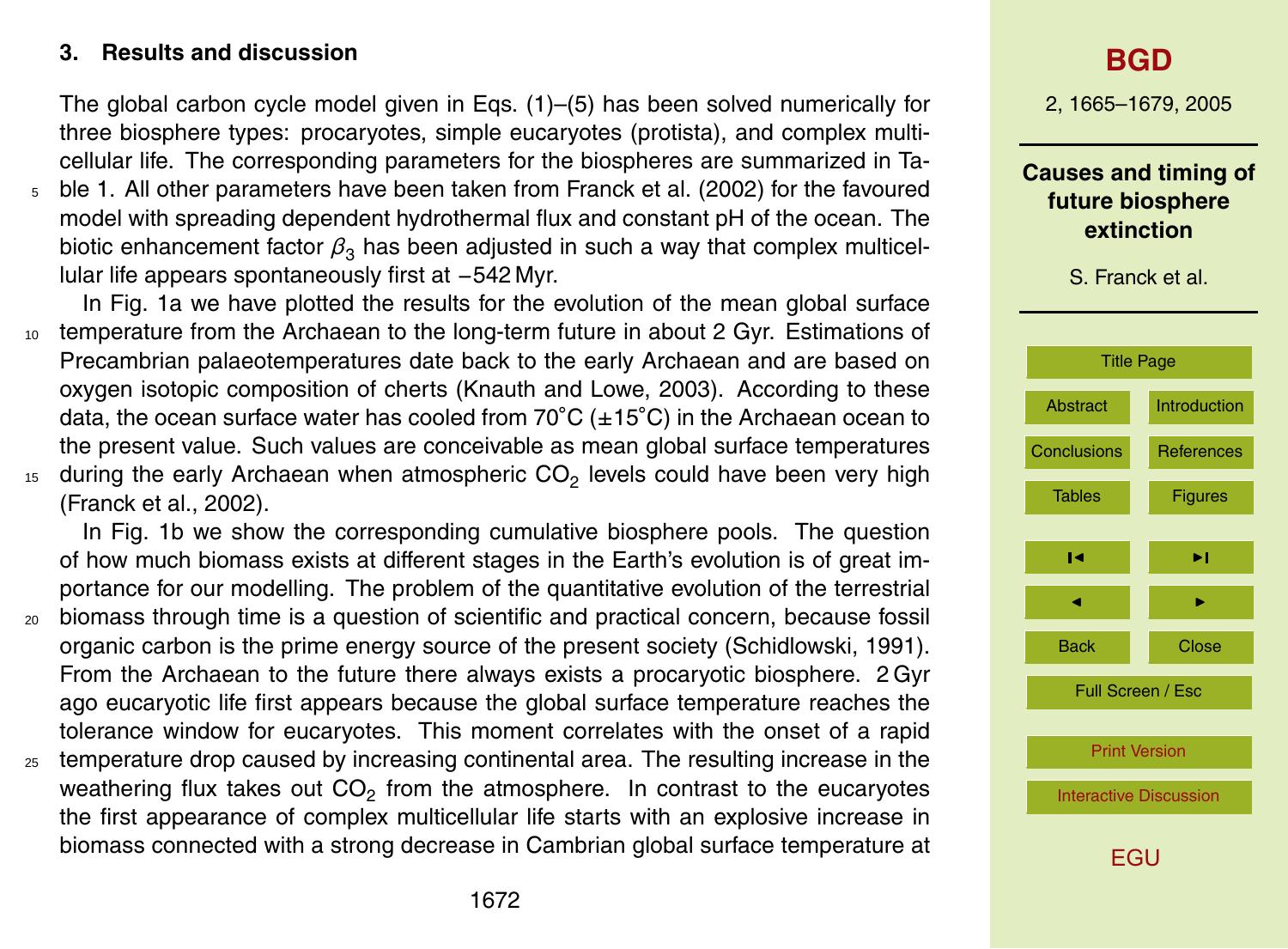## 3. Results and discussion

The global carbon cycle model given in Eqs. (1)–(5) has been solved numerically for three biosphere types: procaryotes, simple eucaryotes (protista), and complex multicellular life. The corresponding parameters for the biospheres are summarized in Table 1. All other parameters have been taken from Franck et al. (2002) for the favoured model with spreading dependent hydrothermal flux and constant pH of the ocean. The biotic enhancement factor $\beta_3$ has been adjusted in such a way that complex multicellular life appears spontaneously first at −542 Myr.

In Fig. 1a we have plotted the results for the evolution of the mean global surface temperature from the Archaean to the long-term future in about 2 Gyr. Estimations of Precambrian palaeotemperatures date back to the early Archaean and are based on oxygen isotopic composition of cherts (Knauth and Lowe, 2003). According to these data, the ocean surface water has cooled from 70˚C (±15˚C) in the Archaean ocean to the present value. Such values are conceivable as mean global surface temperatures during the early Archaean when atmospheric $CO_2$ levels could have been very high (Franck et al., 2002).

In Fig. 1b we show the corresponding cumulative biosphere pools. The question of how much biomass exists at different stages in the Earth's evolution is of great importance for our modelling. The problem of the quantitative evolution of the terrestrial biomass through time is a question of scientific and practical concern, because fossil organic carbon is the prime energy source of the present society (Schidlowski, 1991). From the Archaean to the future there always exists a procaryotic biosphere. 2 Gyr ago eucaryotic life first appears because the global surface temperature reaches the tolerance window for eucaryotes. This moment correlates with the onset of a rapid temperature drop caused by increasing continental area. The resulting increase in the weathering flux takes out $CO_2$ from the atmosphere. In contrast to the eucaryotes the first appearance of complex multicellular life starts with an explosive increase in biomass connected with a strong decrease in Cambrian global surface temperature at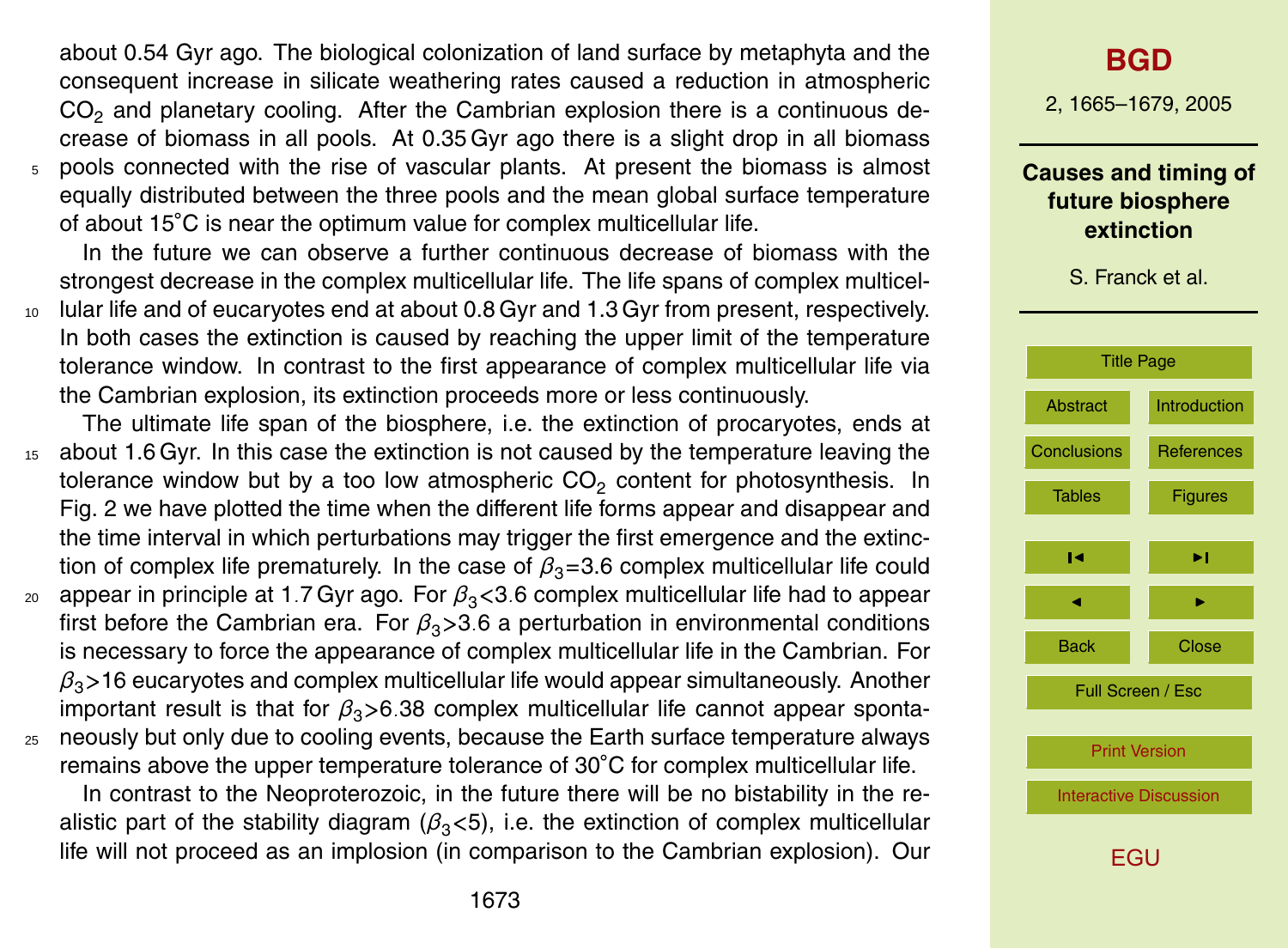about 0.54 Gyr ago. The biological colonization of land surface by metaphyta and the consequent increase in silicate weathering rates caused a reduction in atmospheric $CO_2$ and planetary cooling. After the Cambrian explosion there is a continuous decrease of biomass in all pools. At 0.35 Gyr ago there is a slight drop in all biomass pools connected with the rise of vascular plants. At present the biomass is almost equally distributed between the three pools and the mean global surface temperature of about 15°C is near the optimum value for complex multicellular life.

In the future we can observe a further continuous decrease of biomass with the strongest decrease in the complex multicellular life. The life spans of complex multicellular life and of eucaryotes end at about 0.8 Gyr and 1.3 Gyr from present, respectively. In both cases the extinction is caused by reaching the upper limit of the temperature tolerance window. In contrast to the first appearance of complex multicellular life via the Cambrian explosion, its extinction proceeds more or less continuously.

The ultimate life span of the biosphere, i.e. the extinction of procaryotes, ends at about 1.6 Gyr. In this case the extinction is not caused by the temperature leaving the tolerance window but by a too low atmospheric $CO_2$ content for photosynthesis. In Fig. 2 we have plotted the time when the different life forms appear and disappear and the time interval in which perturbations may trigger the first emergence and the extinction of complex life prematurely. In the case of $\beta_3=3.6$ complex multicellular life could appear in principle at 1.7 Gyr ago. For $\beta_3<3.6$ complex multicellular life had to appear first before the Cambrian era. For $\beta_3>3.6$ a perturbation in environmental conditions is necessary to force the appearance of complex multicellular life in the Cambrian. For $\beta_3>16$ eucaryotes and complex multicellular life would appear simultaneously. Another important result is that for $\beta_3>6.38$ complex multicellular life cannot appear spontaneously but only due to cooling events, because the Earth surface temperature always remains above the upper temperature tolerance of 30°C for complex multicellular life.

In contrast to the Neoproterozoic, in the future there will be no bistability in the realistic part of the stability diagram ($\beta_3<5$), i.e. the extinction of complex multicellular life will not proceed as an implosion (in comparison to the Cambrian explosion). Our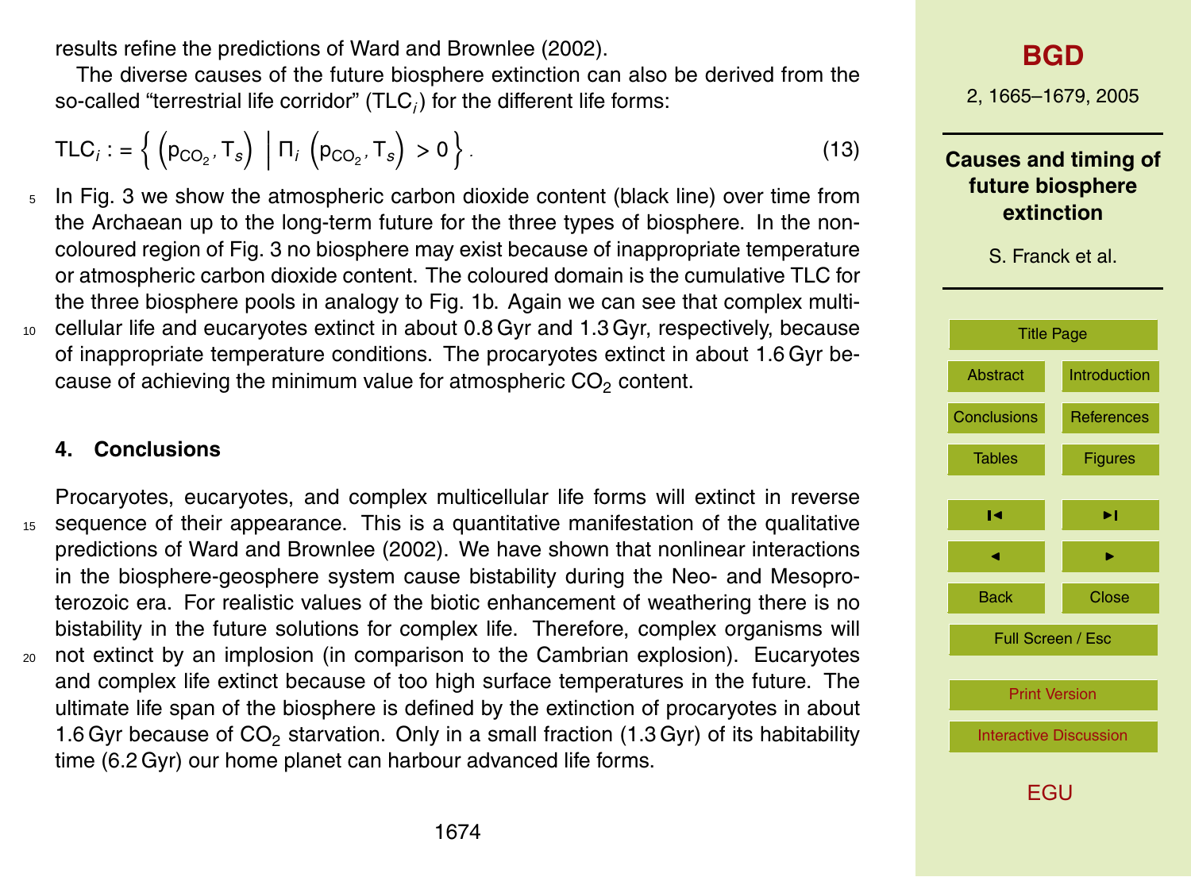results refine the predictions of Ward and Brownlee (2002).

The diverse causes of the future biosphere extinction can also be derived from the so-called "terrestrial life corridor" ($TLC_i$) for the different life forms:

$$TLC_i := \left\{ \left(p_{CO_2}, T_s\right) \;\middle|\; \Pi_i \left(p_{CO_2}, T_s\right) > 0 \right\}. \tag{13}$$

In Fig. 3 we show the atmospheric carbon dioxide content (black line) over time from the Archaean up to the long-term future for the three types of biosphere. In the non-coloured region of Fig. 3 no biosphere may exist because of inappropriate temperature or atmospheric carbon dioxide content. The coloured domain is the cumulative TLC for the three biosphere pools in analogy to Fig. 1b. Again we can see that complex multicellular life and eucaryotes extinct in about 0.8 Gyr and 1.3 Gyr, respectively, because of inappropriate temperature conditions. The procaryotes extinct in about 1.6 Gyr because of achieving the minimum value for atmospheric $CO_2$ content.

## 4. Conclusions

Procaryotes, eucaryotes, and complex multicellular life forms will extinct in reverse sequence of their appearance. This is a quantitative manifestation of the qualitative predictions of Ward and Brownlee (2002). We have shown that nonlinear interactions in the biosphere-geosphere system cause bistability during the Neo- and Mesoproterozoic era. For realistic values of the biotic enhancement of weathering there is no bistability in the future solutions for complex life. Therefore, complex organisms will not extinct by an implosion (in comparison to the Cambrian explosion). Eucaryotes and complex life extinct because of too high surface temperatures in the future. The ultimate life span of the biosphere is defined by the extinction of procaryotes in about 1.6 Gyr because of $CO_2$ starvation. Only in a small fraction (1.3 Gyr) of its habitability time (6.2 Gyr) our home planet can harbour advanced life forms.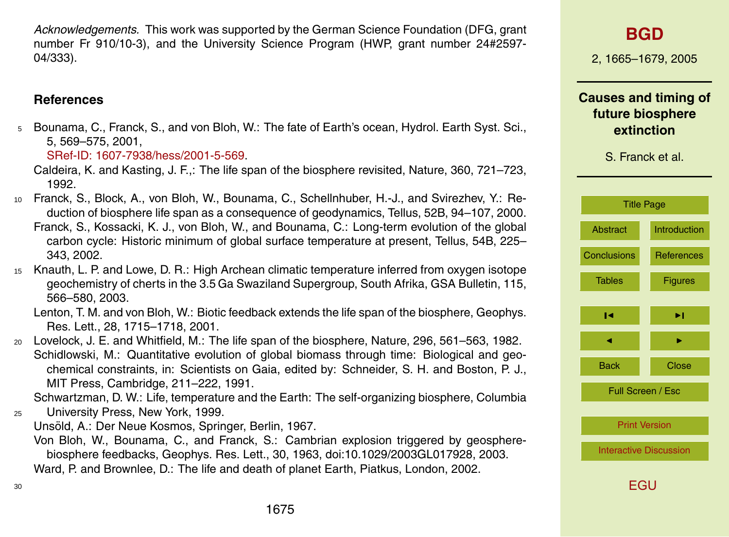*Acknowledgements.* This work was supported by the German Science Foundation (DFG, grant number Fr 910/10-3), and the University Science Program (HWP, grant number 24#2597-04/333).

## References

Bounama, C., Franck, S., and von Bloh, W.: The fate of Earth's ocean, Hydrol. Earth Syst. Sci., 5, 569–575, 2001, SRef-ID: 1607-7938/hess/2001-5-569.

Caldeira, K. and Kasting, J. F.,: The life span of the biosphere revisited, Nature, 360, 721–723, 1992.

Franck, S., Block, A., von Bloh, W., Bounama, C., Schellnhuber, H.-J., and Svirezhev, Y.: Reduction of biosphere life span as a consequence of geodynamics, Tellus, 52B, 94–107, 2000.

Franck, S., Kossacki, K. J., von Bloh, W., and Bounama, C.: Long-term evolution of the global carbon cycle: Historic minimum of global surface temperature at present, Tellus, 54B, 225–343, 2002.

Knauth, L. P. and Lowe, D. R.: High Archean climatic temperature inferred from oxygen isotope geochemistry of cherts in the 3.5 Ga Swaziland Supergroup, South Afrika, GSA Bulletin, 115, 566–580, 2003.

Lenton, T. M. and von Bloh, W.: Biotic feedback extends the life span of the biosphere, Geophys. Res. Lett., 28, 1715–1718, 2001.

Lovelock, J. E. and Whitfield, M.: The life span of the biosphere, Nature, 296, 561–563, 1982.

Schidlowski, M.: Quantitative evolution of global biomass through time: Biological and geochemical constraints, in: Scientists on Gaia, edited by: Schneider, S. H. and Boston, P. J., MIT Press, Cambridge, 211–222, 1991.

Schwartzman, D. W.: Life, temperature and the Earth: The self-organizing biosphere, Columbia University Press, New York, 1999.

Unsöld, A.: Der Neue Kosmos, Springer, Berlin, 1967.

Von Bloh, W., Bounama, C., and Franck, S.: Cambrian explosion triggered by geosphere-biosphere feedbacks, Geophys. Res. Lett., 30, 1963, doi:10.1029/2003GL017928, 2003.

Ward, P. and Brownlee, D.: The life and death of planet Earth, Piatkus, London, 2002.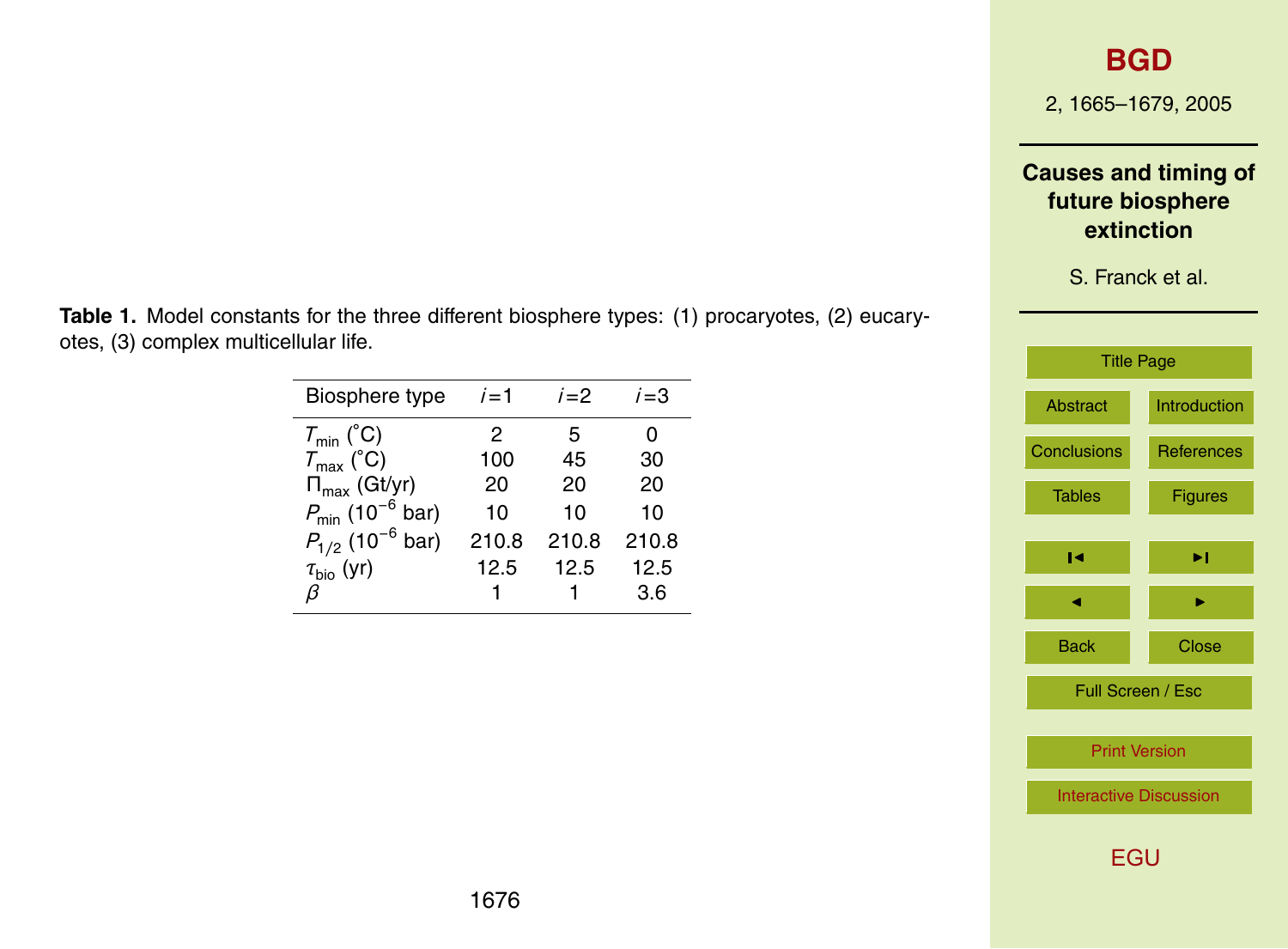**Table 1.** Model constants for the three different biosphere types: (1) procaryotes, (2) eucaryotes, (3) complex multicellular life.

| Biosphere type | $i=1$ | $i=2$ | $i=3$ |
|---|---|---|---|
| $T_{min}$ (°C) | 2 | 5 | 0 |
| $T_{max}$ (°C) | 100 | 45 | 30 |
| $\Pi_{max}$ (Gt/yr) | 20 | 20 | 20 |
| $P_{min}$ ($10^{-6}$ bar) | 10 | 10 | 10 |
| $P_{1/2}$ ($10^{-6}$ bar) | 210.8 | 210.8 | 210.8 |
| $\tau_{bio}$ (yr) | 12.5 | 12.5 | 12.5 |
| $\beta$ | 1 | 1 | 3.6 |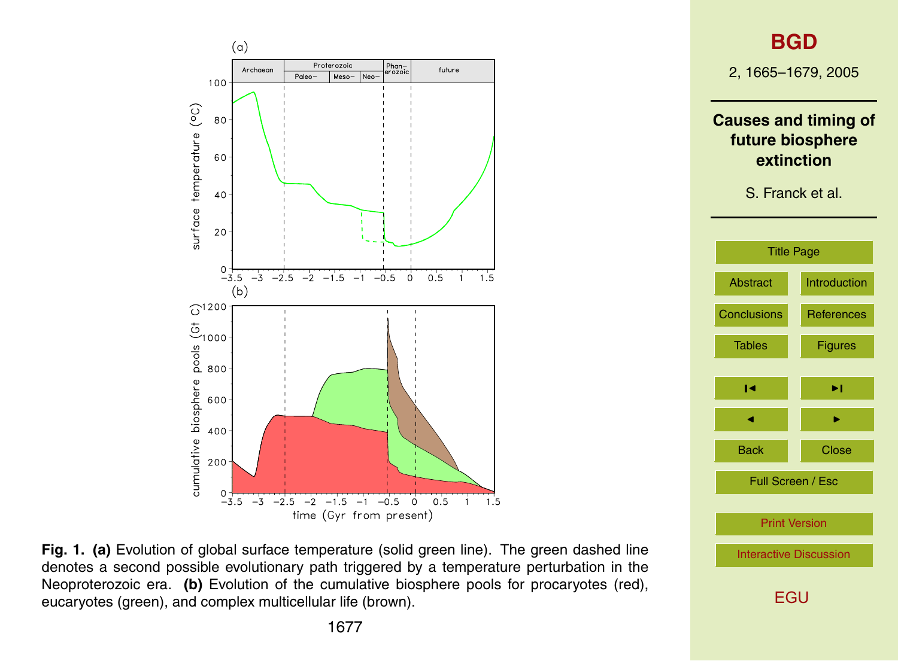**Fig. 1.** **(a)** Evolution of global surface temperature (solid green line). The green dashed line denotes a second possible evolutionary path triggered by a temperature perturbation in the Neoproterozoic era. **(b)** Evolution of the cumulative biosphere pools for procaryotes (red), eucaryotes (green), and complex multicellular life (brown).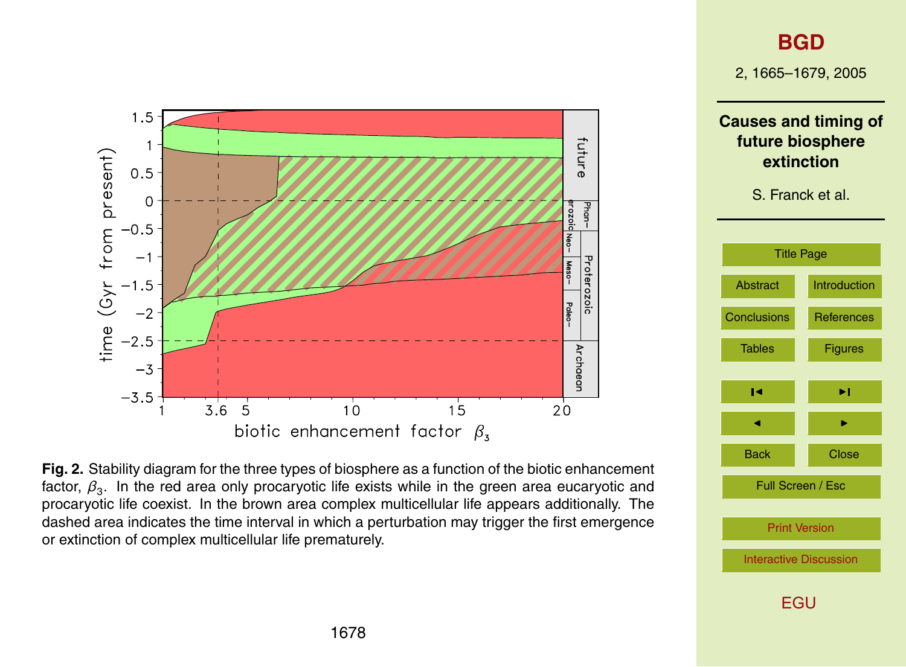**Fig. 2.** Stability diagram for the three types of biosphere as a function of the biotic enhancement factor, $\beta_3$. In the red area only procaryotic life exists while in the green area eucaryotic and procaryotic life coexist. In the brown area complex multicellular life appears additionally. The dashed area indicates the time interval in which a perturbation may trigger the first emergence or extinction of complex multicellular life prematurely.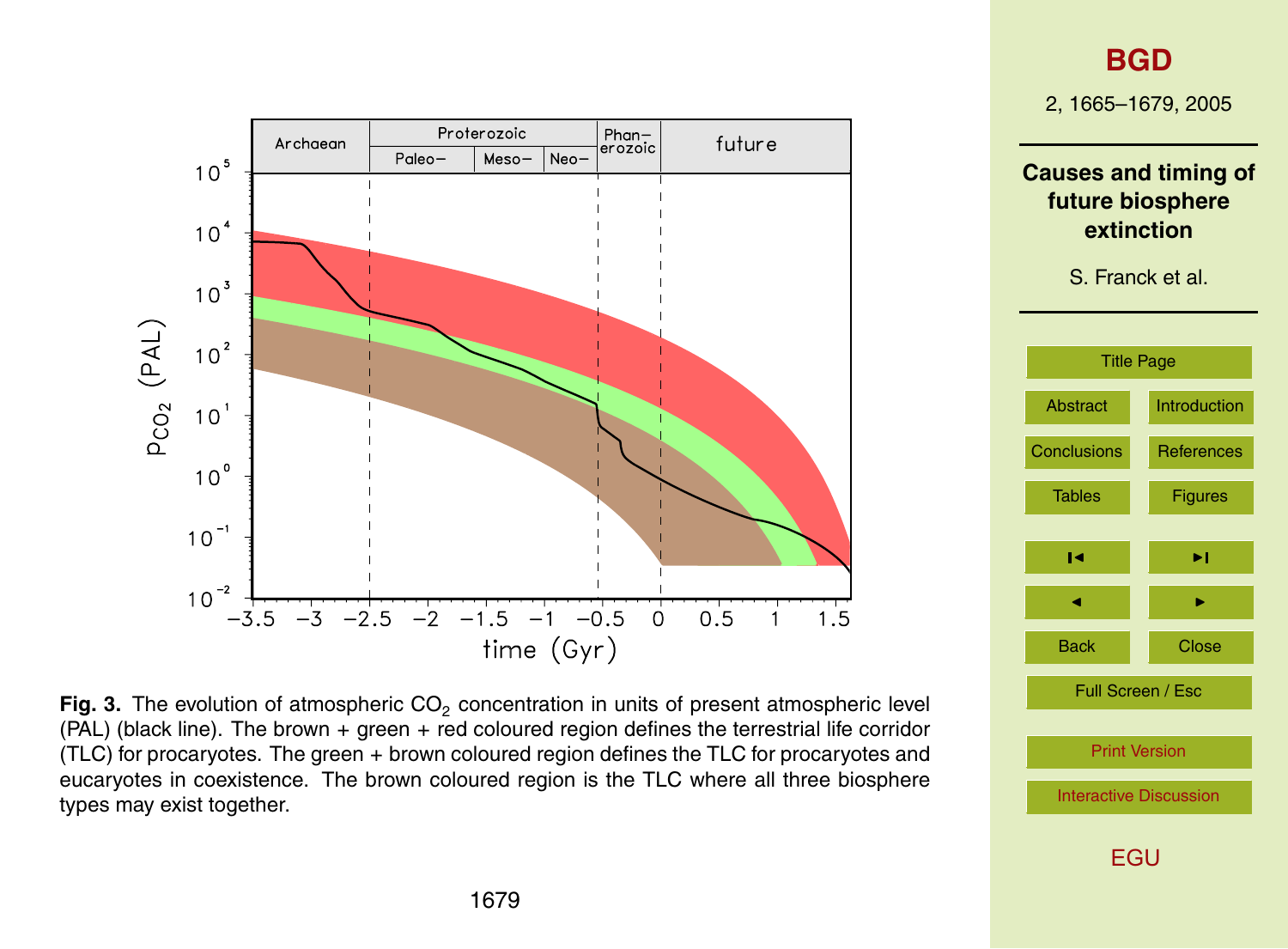Archaean

Proterozoic

Paleo–

Meso–

Neo–

Phan–erozoic

future

$10^5$

$10^4$

$10^3$

$10^2$

$10^1$

$10^0$

$10^{-1}$

$10^{-2}$

$p_{CO_2}$ (PAL)

−3.5 −3 −2.5 −2 −1.5 −1 −0.5 0 0.5 1 1.5

time (Gyr)

**Fig. 3.** The evolution of atmospheric $CO_2$ concentration in units of present atmospheric level (PAL) (black line). The brown + green + red coloured region defines the terrestrial life corridor (TLC) for procaryotes. The green + brown coloured region defines the TLC for procaryotes and eucaryotes in coexistence. The brown coloured region is the TLC where all three biosphere types may exist together.